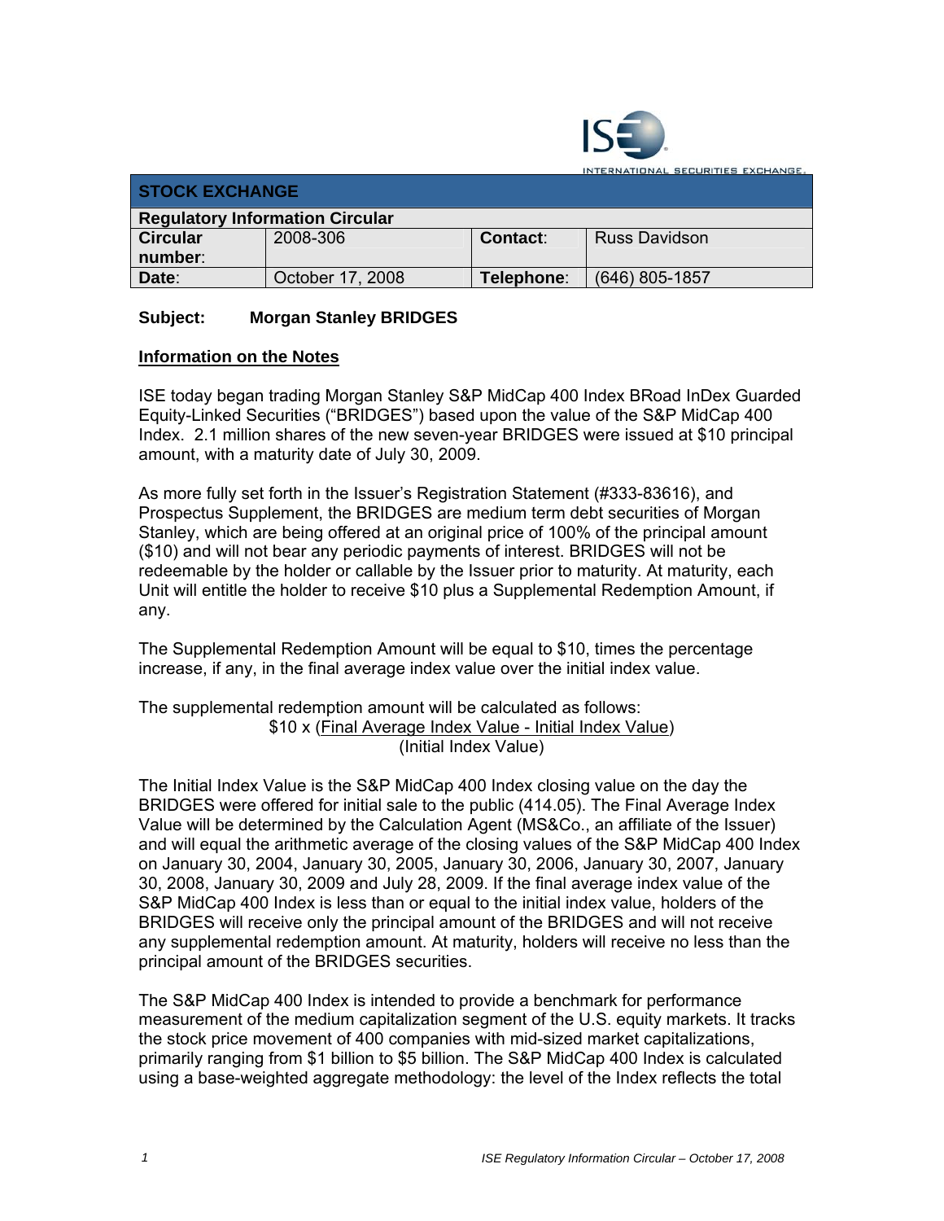## STOCK EXCHANGE

| Regulatory Information Circular | | | |
|---|---|---|---|
| **Circular number**: | 2008-306 | **Contact**: | Russ Davidson |
| **Date**: | October 17, 2008 | **Telephone**: | (646) 805-1857 |

**Subject: Morgan Stanley BRIDGES**

**Information on the Notes**

ISE today began trading Morgan Stanley S&P MidCap 400 Index BRoad InDex Guarded Equity-Linked Securities ("BRIDGES") based upon the value of the S&P MidCap 400 Index. 2.1 million shares of the new seven-year BRIDGES were issued at $10 principal amount, with a maturity date of July 30, 2009.

As more fully set forth in the Issuer's Registration Statement (#333-83616), and Prospectus Supplement, the BRIDGES are medium term debt securities of Morgan Stanley, which are being offered at an original price of 100% of the principal amount ($10) and will not bear any periodic payments of interest. BRIDGES will not be redeemable by the holder or callable by the Issuer prior to maturity. At maturity, each Unit will entitle the holder to receive $10 plus a Supplemental Redemption Amount, if any.

The Supplemental Redemption Amount will be equal to $10, times the percentage increase, if any, in the final average index value over the initial index value.

The supplemental redemption amount will be calculated as follows:

$$\$10 \times \frac{(\text{Final Average Index Value} - \text{Initial Index Value})}{(\text{Initial Index Value})}$$

The Initial Index Value is the S&P MidCap 400 Index closing value on the day the BRIDGES were offered for initial sale to the public (414.05). The Final Average Index Value will be determined by the Calculation Agent (MS&Co., an affiliate of the Issuer) and will equal the arithmetic average of the closing values of the S&P MidCap 400 Index on January 30, 2004, January 30, 2005, January 30, 2006, January 30, 2007, January 30, 2008, January 30, 2009 and July 28, 2009. If the final average index value of the S&P MidCap 400 Index is less than or equal to the initial index value, holders of the BRIDGES will receive only the principal amount of the BRIDGES and will not receive any supplemental redemption amount. At maturity, holders will receive no less than the principal amount of the BRIDGES securities.

The S&P MidCap 400 Index is intended to provide a benchmark for performance measurement of the medium capitalization segment of the U.S. equity markets. It tracks the stock price movement of 400 companies with mid-sized market capitalizations, primarily ranging from $1 billion to $5 billion. The S&P MidCap 400 Index is calculated using a base-weighted aggregate methodology: the level of the Index reflects the total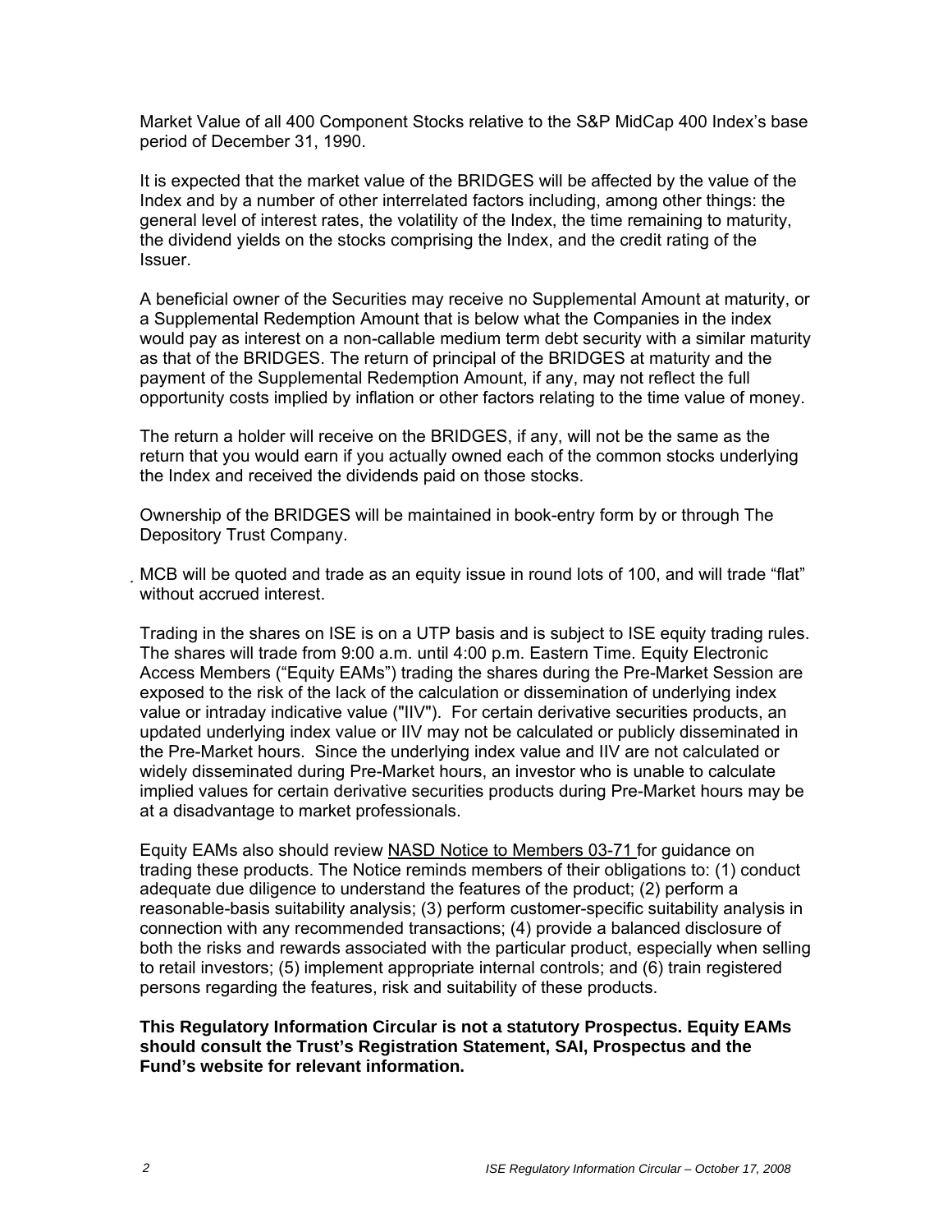Market Value of all 400 Component Stocks relative to the S&P MidCap 400 Index's base period of December 31, 1990.

It is expected that the market value of the BRIDGES will be affected by the value of the Index and by a number of other interrelated factors including, among other things: the general level of interest rates, the volatility of the Index, the time remaining to maturity, the dividend yields on the stocks comprising the Index, and the credit rating of the Issuer.

A beneficial owner of the Securities may receive no Supplemental Amount at maturity, or a Supplemental Redemption Amount that is below what the Companies in the index would pay as interest on a non-callable medium term debt security with a similar maturity as that of the BRIDGES. The return of principal of the BRIDGES at maturity and the payment of the Supplemental Redemption Amount, if any, may not reflect the full opportunity costs implied by inflation or other factors relating to the time value of money.

The return a holder will receive on the BRIDGES, if any, will not be the same as the return that you would earn if you actually owned each of the common stocks underlying the Index and received the dividends paid on those stocks.

Ownership of the BRIDGES will be maintained in book-entry form by or through The Depository Trust Company.

MCB will be quoted and trade as an equity issue in round lots of 100, and will trade "flat" without accrued interest.

Trading in the shares on ISE is on a UTP basis and is subject to ISE equity trading rules. The shares will trade from 9:00 a.m. until 4:00 p.m. Eastern Time. Equity Electronic Access Members ("Equity EAMs") trading the shares during the Pre-Market Session are exposed to the risk of the lack of the calculation or dissemination of underlying index value or intraday indicative value ("IIV"). For certain derivative securities products, an updated underlying index value or IIV may not be calculated or publicly disseminated in the Pre-Market hours. Since the underlying index value and IIV are not calculated or widely disseminated during Pre-Market hours, an investor who is unable to calculate implied values for certain derivative securities products during Pre-Market hours may be at a disadvantage to market professionals.

Equity EAMs also should review NASD Notice to Members 03-71 for guidance on trading these products. The Notice reminds members of their obligations to: (1) conduct adequate due diligence to understand the features of the product; (2) perform a reasonable-basis suitability analysis; (3) perform customer-specific suitability analysis in connection with any recommended transactions; (4) provide a balanced disclosure of both the risks and rewards associated with the particular product, especially when selling to retail investors; (5) implement appropriate internal controls; and (6) train registered persons regarding the features, risk and suitability of these products.

**This Regulatory Information Circular is not a statutory Prospectus. Equity EAMs should consult the Trust's Registration Statement, SAI, Prospectus and the Fund's website for relevant information.**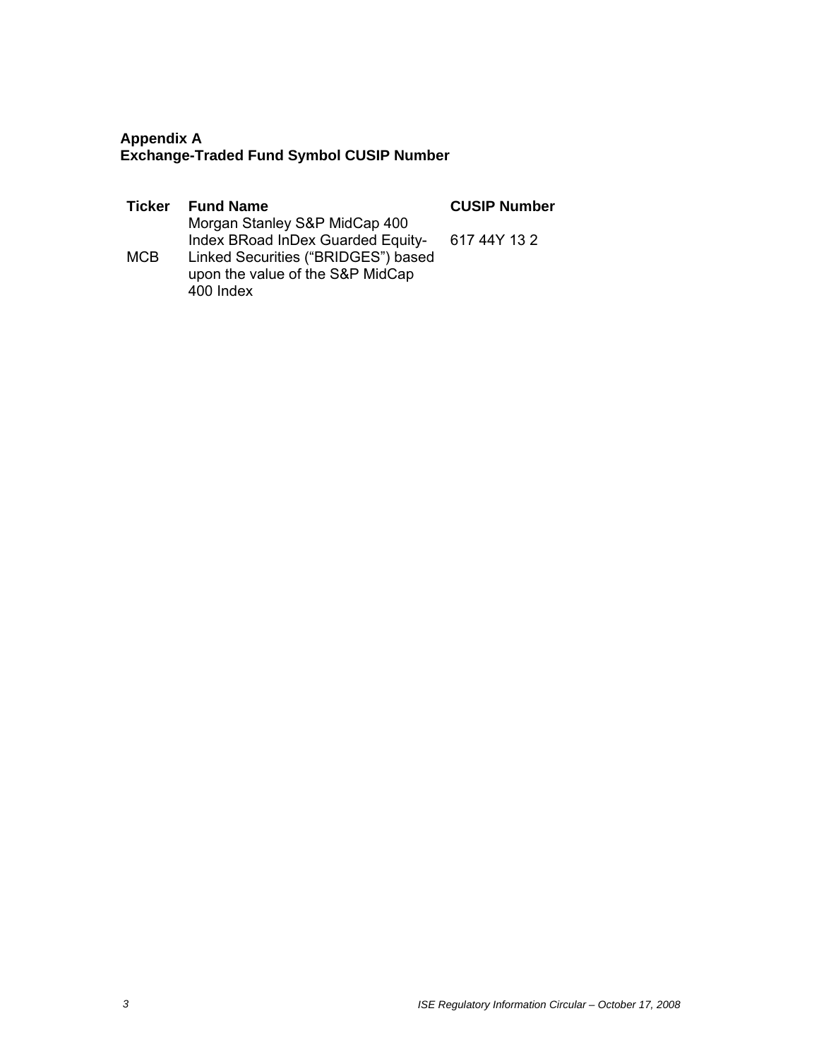**Appendix A**
**Exchange-Traded Fund Symbol CUSIP Number**

| Ticker | Fund Name | CUSIP Number |
| --- | --- | --- |
| MCB | Morgan Stanley S&P MidCap 400 Index BRoad InDex Guarded Equity-Linked Securities ("BRIDGES") based upon the value of the S&P MidCap 400 Index | 617 44Y 13 2 |